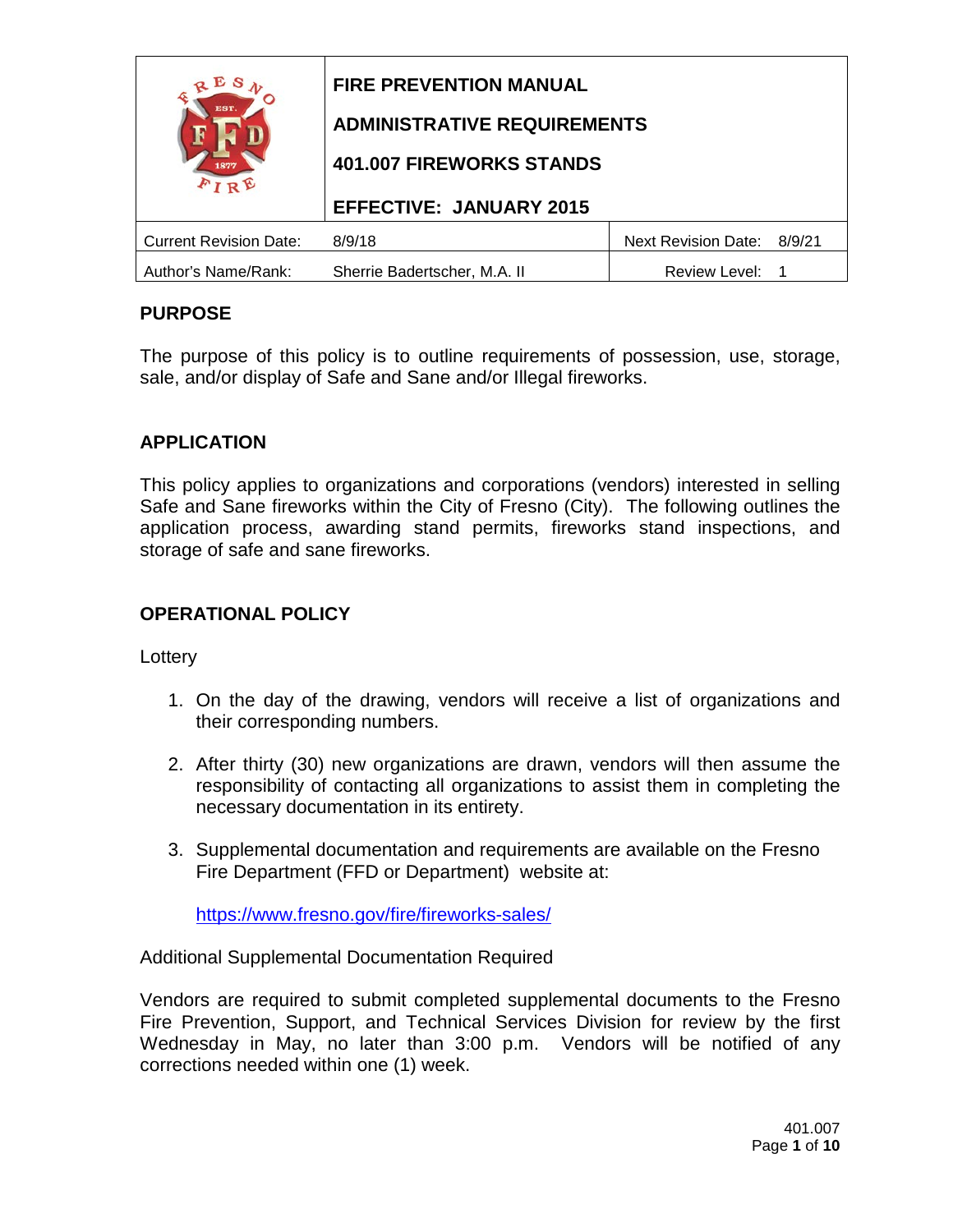| FIRE PREVENTION MANUAL<br>ADMINISTRATIVE REQUIREMENTS<br>401.007 FIREWORKS STANDS<br>EFFECTIVE: JANUARY 2015 | | |
|---|---|---|
| Current Revision Date: | 8/9/18 | Next Revision Date: 8/9/21 |
| Author's Name/Rank: | Sherrie Badertscher, M.A. II | Review Level: 1 |

## PURPOSE

The purpose of this policy is to outline requirements of possession, use, storage, sale, and/or display of Safe and Sane and/or Illegal fireworks.

## APPLICATION

This policy applies to organizations and corporations (vendors) interested in selling Safe and Sane fireworks within the City of Fresno (City). The following outlines the application process, awarding stand permits, fireworks stand inspections, and storage of safe and sane fireworks.

## OPERATIONAL POLICY

Lottery

1. On the day of the drawing, vendors will receive a list of organizations and their corresponding numbers.

2. After thirty (30) new organizations are drawn, vendors will then assume the responsibility of contacting all organizations to assist them in completing the necessary documentation in its entirety.

3. Supplemental documentation and requirements are available on the Fresno Fire Department (FFD or Department) website at:

   https://www.fresno.gov/fire/fireworks-sales/

Additional Supplemental Documentation Required

Vendors are required to submit completed supplemental documents to the Fresno Fire Prevention, Support, and Technical Services Division for review by the first Wednesday in May, no later than 3:00 p.m. Vendors will be notified of any corrections needed within one (1) week.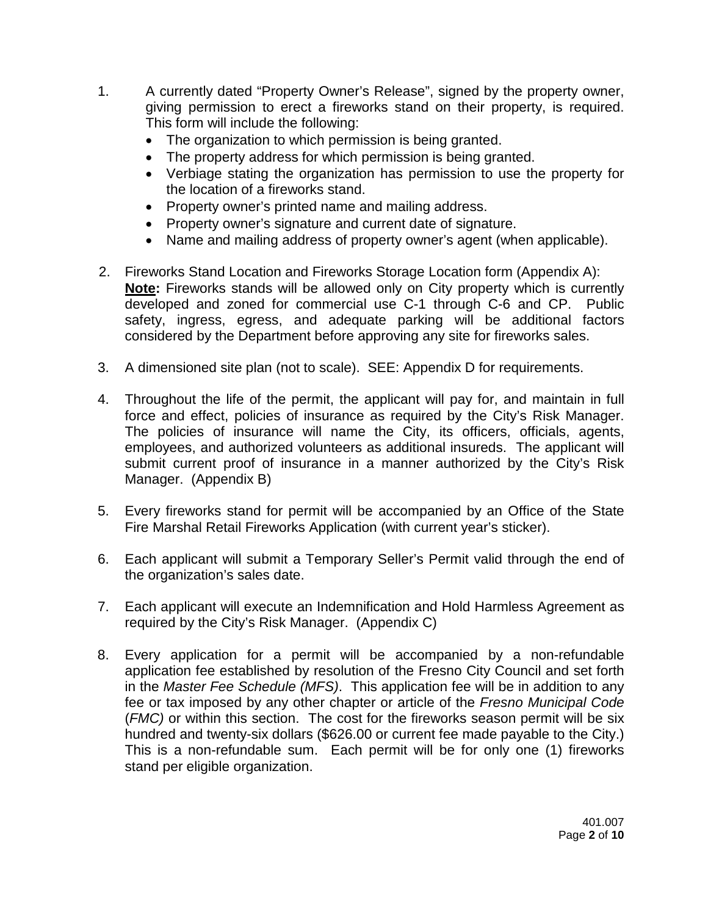1. A currently dated "Property Owner's Release", signed by the property owner, giving permission to erect a fireworks stand on their property, is required. This form will include the following:
   - The organization to which permission is being granted.
   - The property address for which permission is being granted.
   - Verbiage stating the organization has permission to use the property for the location of a fireworks stand.
   - Property owner's printed name and mailing address.
   - Property owner's signature and current date of signature.
   - Name and mailing address of property owner's agent (when applicable).

2. Fireworks Stand Location and Fireworks Storage Location form (Appendix A): **Note:** Fireworks stands will be allowed only on City property which is currently developed and zoned for commercial use C-1 through C-6 and CP. Public safety, ingress, egress, and adequate parking will be additional factors considered by the Department before approving any site for fireworks sales.

3. A dimensioned site plan (not to scale). SEE: Appendix D for requirements.

4. Throughout the life of the permit, the applicant will pay for, and maintain in full force and effect, policies of insurance as required by the City's Risk Manager. The policies of insurance will name the City, its officers, officials, agents, employees, and authorized volunteers as additional insureds. The applicant will submit current proof of insurance in a manner authorized by the City's Risk Manager. (Appendix B)

5. Every fireworks stand for permit will be accompanied by an Office of the State Fire Marshal Retail Fireworks Application (with current year's sticker).

6. Each applicant will submit a Temporary Seller's Permit valid through the end of the organization's sales date.

7. Each applicant will execute an Indemnification and Hold Harmless Agreement as required by the City's Risk Manager. (Appendix C)

8. Every application for a permit will be accompanied by a non-refundable application fee established by resolution of the Fresno City Council and set forth in the *Master Fee Schedule (MFS)*. This application fee will be in addition to any fee or tax imposed by any other chapter or article of the *Fresno Municipal Code* (*FMC)* or within this section. The cost for the fireworks season permit will be six hundred and twenty-six dollars ($626.00 or current fee made payable to the City.) This is a non-refundable sum. Each permit will be for only one (1) fireworks stand per eligible organization.

401.007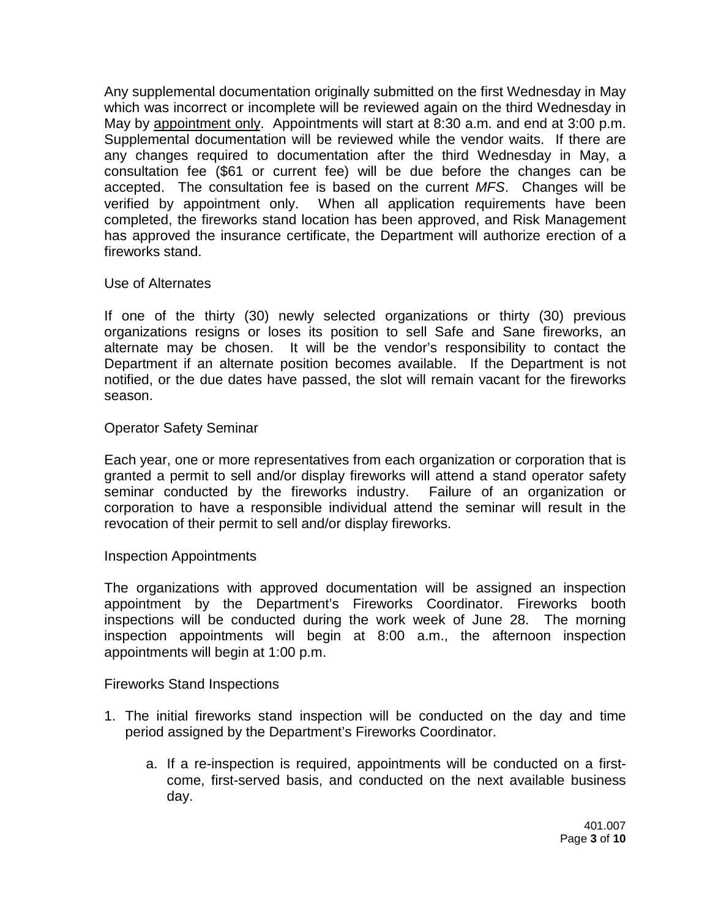Any supplemental documentation originally submitted on the first Wednesday in May which was incorrect or incomplete will be reviewed again on the third Wednesday in May by <u>appointment only</u>. Appointments will start at 8:30 a.m. and end at 3:00 p.m. Supplemental documentation will be reviewed while the vendor waits. If there are any changes required to documentation after the third Wednesday in May, a consultation fee ($61 or current fee) will be due before the changes can be accepted. The consultation fee is based on the current *MFS*. Changes will be verified by appointment only. When all application requirements have been completed, the fireworks stand location has been approved, and Risk Management has approved the insurance certificate, the Department will authorize erection of a fireworks stand.

Use of Alternates

If one of the thirty (30) newly selected organizations or thirty (30) previous organizations resigns or loses its position to sell Safe and Sane fireworks, an alternate may be chosen. It will be the vendor's responsibility to contact the Department if an alternate position becomes available. If the Department is not notified, or the due dates have passed, the slot will remain vacant for the fireworks season.

Operator Safety Seminar

Each year, one or more representatives from each organization or corporation that is granted a permit to sell and/or display fireworks will attend a stand operator safety seminar conducted by the fireworks industry. Failure of an organization or corporation to have a responsible individual attend the seminar will result in the revocation of their permit to sell and/or display fireworks.

Inspection Appointments

The organizations with approved documentation will be assigned an inspection appointment by the Department's Fireworks Coordinator. Fireworks booth inspections will be conducted during the work week of June 28. The morning inspection appointments will begin at 8:00 a.m., the afternoon inspection appointments will begin at 1:00 p.m.

Fireworks Stand Inspections

1. The initial fireworks stand inspection will be conducted on the day and time period assigned by the Department's Fireworks Coordinator.

    a. If a re-inspection is required, appointments will be conducted on a first-come, first-served basis, and conducted on the next available business day.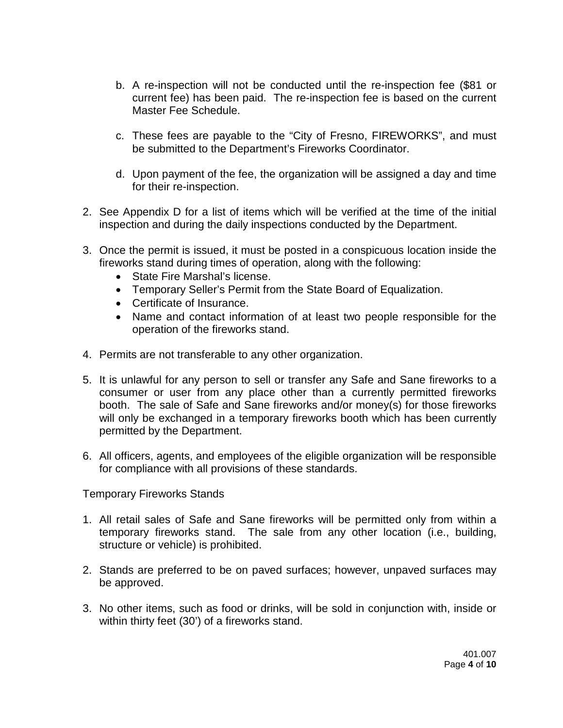b. A re-inspection will not be conducted until the re-inspection fee ($81 or current fee) has been paid. The re-inspection fee is based on the current Master Fee Schedule.

   c. These fees are payable to the "City of Fresno, FIREWORKS", and must be submitted to the Department's Fireworks Coordinator.

   d. Upon payment of the fee, the organization will be assigned a day and time for their re-inspection.

2. See Appendix D for a list of items which will be verified at the time of the initial inspection and during the daily inspections conducted by the Department.

3. Once the permit is issued, it must be posted in a conspicuous location inside the fireworks stand during times of operation, along with the following:
   - State Fire Marshal's license.
   - Temporary Seller's Permit from the State Board of Equalization.
   - Certificate of Insurance.
   - Name and contact information of at least two people responsible for the operation of the fireworks stand.

4. Permits are not transferable to any other organization.

5. It is unlawful for any person to sell or transfer any Safe and Sane fireworks to a consumer or user from any place other than a currently permitted fireworks booth. The sale of Safe and Sane fireworks and/or money(s) for those fireworks will only be exchanged in a temporary fireworks booth which has been currently permitted by the Department.

6. All officers, agents, and employees of the eligible organization will be responsible for compliance with all provisions of these standards.

Temporary Fireworks Stands

1. All retail sales of Safe and Sane fireworks will be permitted only from within a temporary fireworks stand. The sale from any other location (i.e., building, structure or vehicle) is prohibited.

2. Stands are preferred to be on paved surfaces; however, unpaved surfaces may be approved.

3. No other items, such as food or drinks, will be sold in conjunction with, inside or within thirty feet (30') of a fireworks stand.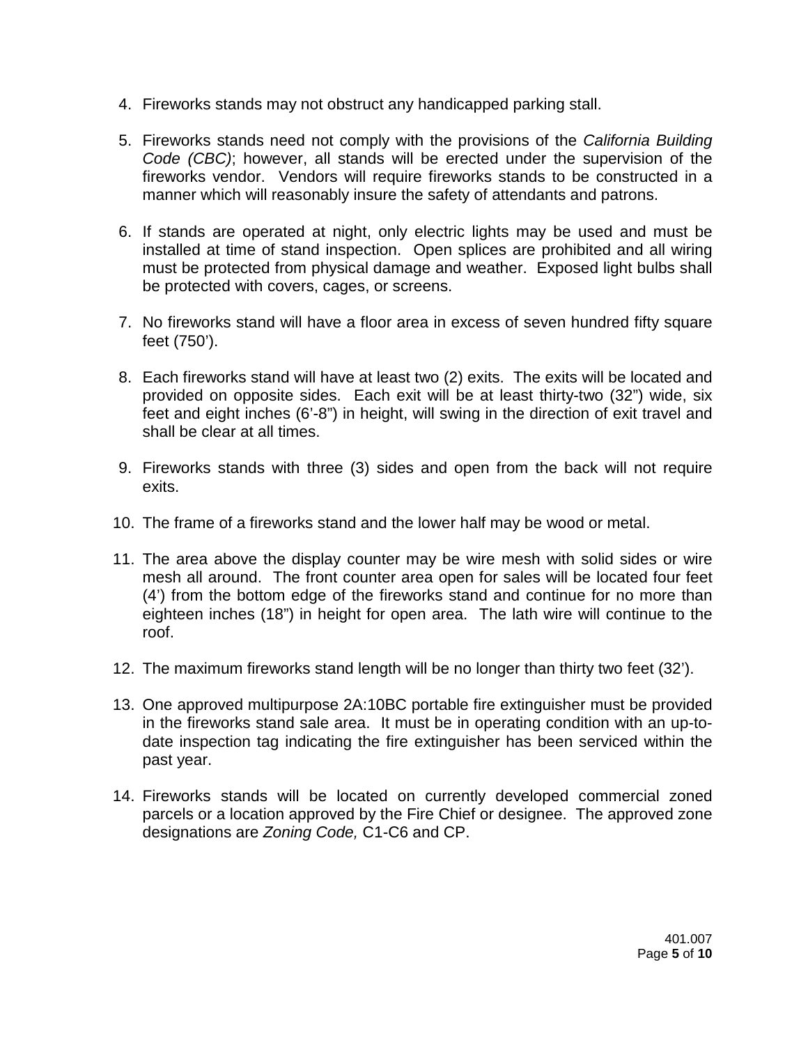4. Fireworks stands may not obstruct any handicapped parking stall.

5. Fireworks stands need not comply with the provisions of the *California Building Code (CBC)*; however, all stands will be erected under the supervision of the fireworks vendor. Vendors will require fireworks stands to be constructed in a manner which will reasonably insure the safety of attendants and patrons.

6. If stands are operated at night, only electric lights may be used and must be installed at time of stand inspection. Open splices are prohibited and all wiring must be protected from physical damage and weather. Exposed light bulbs shall be protected with covers, cages, or screens.

7. No fireworks stand will have a floor area in excess of seven hundred fifty square feet (750').

8. Each fireworks stand will have at least two (2) exits. The exits will be located and provided on opposite sides. Each exit will be at least thirty-two (32") wide, six feet and eight inches (6'-8") in height, will swing in the direction of exit travel and shall be clear at all times.

9. Fireworks stands with three (3) sides and open from the back will not require exits.

10. The frame of a fireworks stand and the lower half may be wood or metal.

11. The area above the display counter may be wire mesh with solid sides or wire mesh all around. The front counter area open for sales will be located four feet (4') from the bottom edge of the fireworks stand and continue for no more than eighteen inches (18") in height for open area. The lath wire will continue to the roof.

12. The maximum fireworks stand length will be no longer than thirty two feet (32').

13. One approved multipurpose 2A:10BC portable fire extinguisher must be provided in the fireworks stand sale area. It must be in operating condition with an up-to-date inspection tag indicating the fire extinguisher has been serviced within the past year.

14. Fireworks stands will be located on currently developed commercial zoned parcels or a location approved by the Fire Chief or designee. The approved zone designations are *Zoning Code,* C1-C6 and CP.

401.007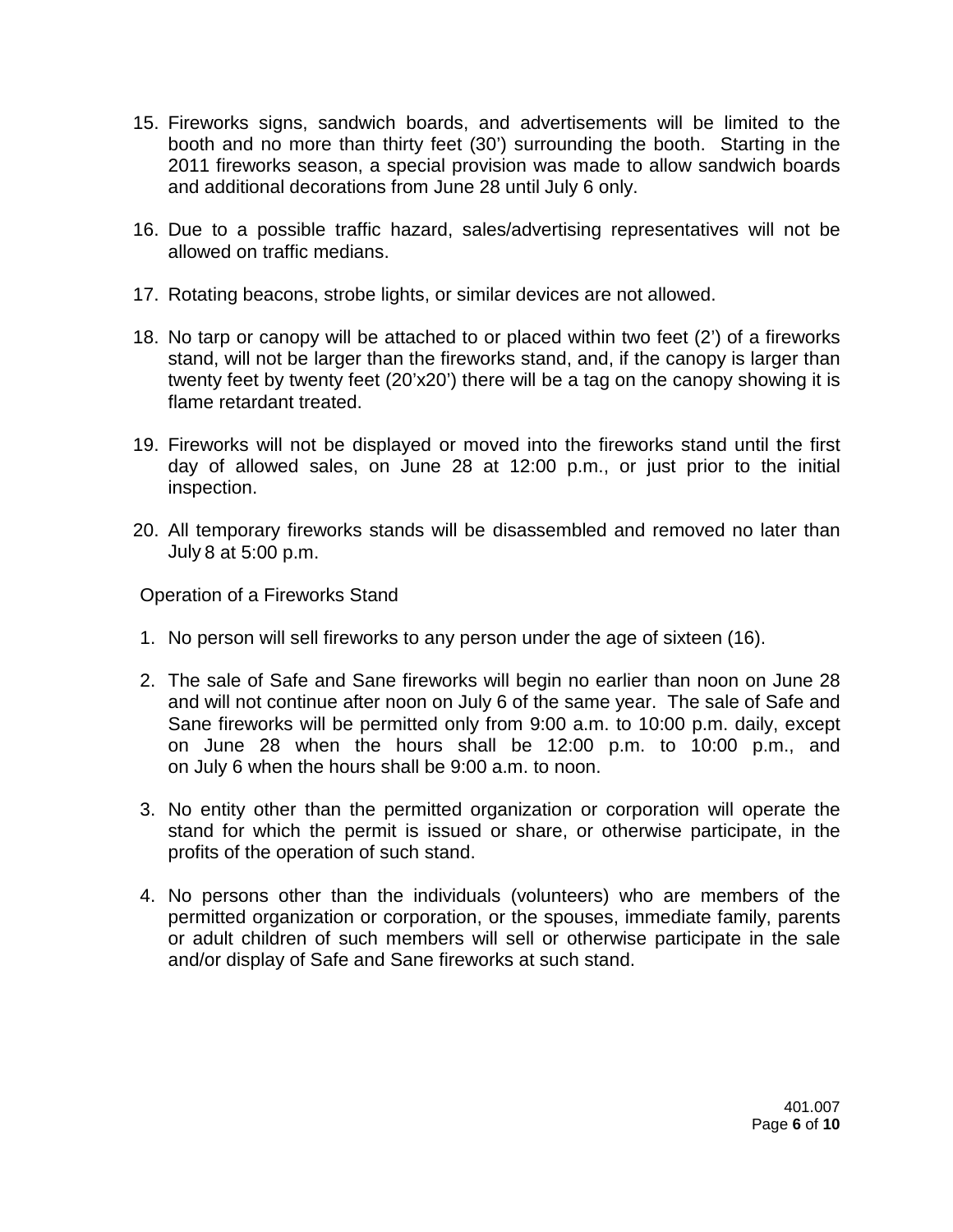15. Fireworks signs, sandwich boards, and advertisements will be limited to the booth and no more than thirty feet (30') surrounding the booth. Starting in the 2011 fireworks season, a special provision was made to allow sandwich boards and additional decorations from June 28 until July 6 only.

16. Due to a possible traffic hazard, sales/advertising representatives will not be allowed on traffic medians.

17. Rotating beacons, strobe lights, or similar devices are not allowed.

18. No tarp or canopy will be attached to or placed within two feet (2') of a fireworks stand, will not be larger than the fireworks stand, and, if the canopy is larger than twenty feet by twenty feet (20'x20') there will be a tag on the canopy showing it is flame retardant treated.

19. Fireworks will not be displayed or moved into the fireworks stand until the first day of allowed sales, on June 28 at 12:00 p.m., or just prior to the initial inspection.

20. All temporary fireworks stands will be disassembled and removed no later than July 8 at 5:00 p.m.

Operation of a Fireworks Stand

1. No person will sell fireworks to any person under the age of sixteen (16).

2. The sale of Safe and Sane fireworks will begin no earlier than noon on June 28 and will not continue after noon on July 6 of the same year. The sale of Safe and Sane fireworks will be permitted only from 9:00 a.m. to 10:00 p.m. daily, except on June 28 when the hours shall be 12:00 p.m. to 10:00 p.m., and on July 6 when the hours shall be 9:00 a.m. to noon.

3. No entity other than the permitted organization or corporation will operate the stand for which the permit is issued or share, or otherwise participate, in the profits of the operation of such stand.

4. No persons other than the individuals (volunteers) who are members of the permitted organization or corporation, or the spouses, immediate family, parents or adult children of such members will sell or otherwise participate in the sale and/or display of Safe and Sane fireworks at such stand.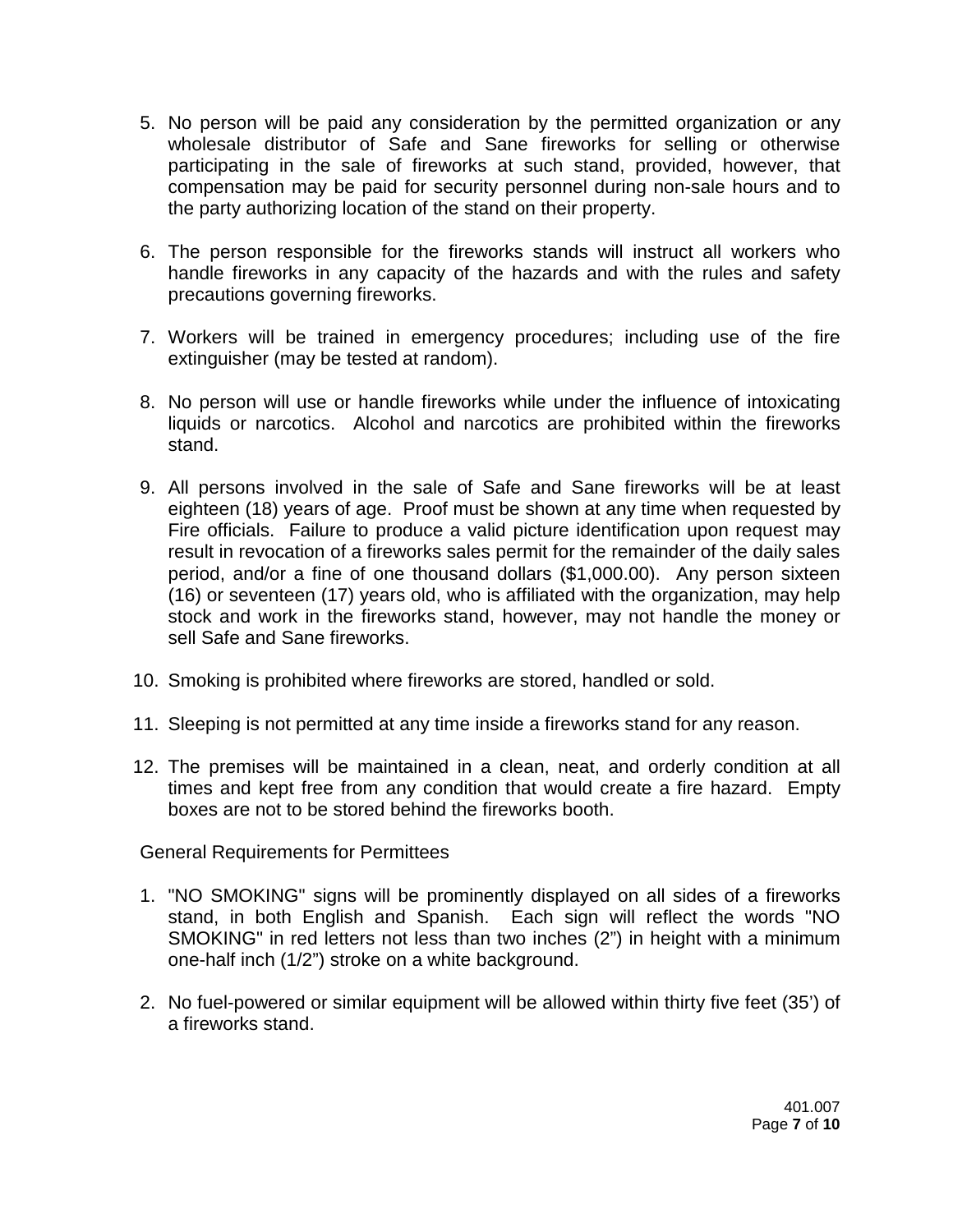5. No person will be paid any consideration by the permitted organization or any wholesale distributor of Safe and Sane fireworks for selling or otherwise participating in the sale of fireworks at such stand, provided, however, that compensation may be paid for security personnel during non-sale hours and to the party authorizing location of the stand on their property.

6. The person responsible for the fireworks stands will instruct all workers who handle fireworks in any capacity of the hazards and with the rules and safety precautions governing fireworks.

7. Workers will be trained in emergency procedures; including use of the fire extinguisher (may be tested at random).

8. No person will use or handle fireworks while under the influence of intoxicating liquids or narcotics. Alcohol and narcotics are prohibited within the fireworks stand.

9. All persons involved in the sale of Safe and Sane fireworks will be at least eighteen (18) years of age. Proof must be shown at any time when requested by Fire officials. Failure to produce a valid picture identification upon request may result in revocation of a fireworks sales permit for the remainder of the daily sales period, and/or a fine of one thousand dollars ($1,000.00). Any person sixteen (16) or seventeen (17) years old, who is affiliated with the organization, may help stock and work in the fireworks stand, however, may not handle the money or sell Safe and Sane fireworks.

10. Smoking is prohibited where fireworks are stored, handled or sold.

11. Sleeping is not permitted at any time inside a fireworks stand for any reason.

12. The premises will be maintained in a clean, neat, and orderly condition at all times and kept free from any condition that would create a fire hazard. Empty boxes are not to be stored behind the fireworks booth.

General Requirements for Permittees

1. "NO SMOKING" signs will be prominently displayed on all sides of a fireworks stand, in both English and Spanish. Each sign will reflect the words "NO SMOKING" in red letters not less than two inches (2”) in height with a minimum one-half inch (1/2”) stroke on a white background.

2. No fuel-powered or similar equipment will be allowed within thirty five feet (35’) of a fireworks stand.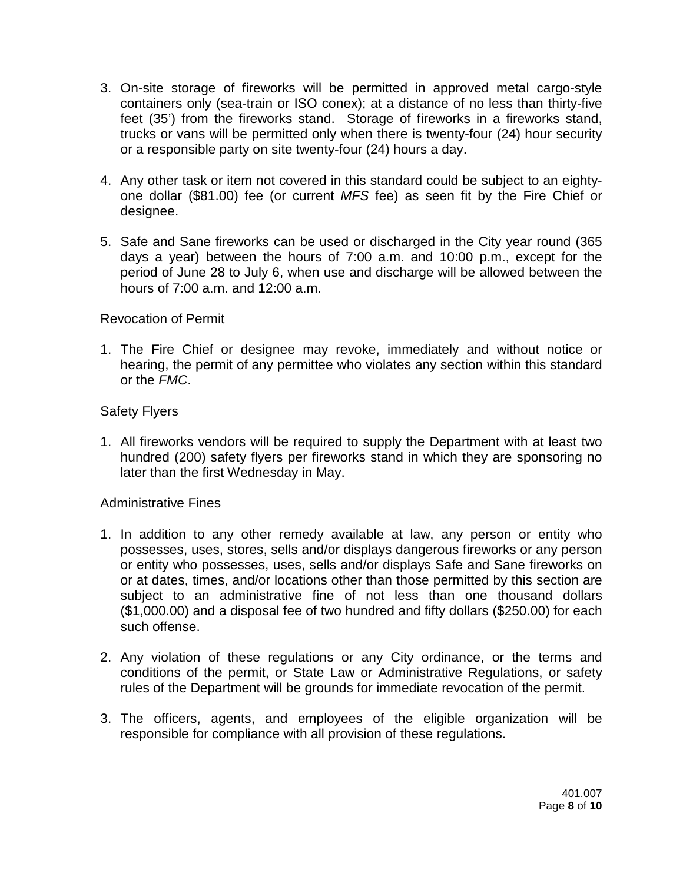3. On-site storage of fireworks will be permitted in approved metal cargo-style containers only (sea-train or ISO conex); at a distance of no less than thirty-five feet (35') from the fireworks stand. Storage of fireworks in a fireworks stand, trucks or vans will be permitted only when there is twenty-four (24) hour security or a responsible party on site twenty-four (24) hours a day.

4. Any other task or item not covered in this standard could be subject to an eighty-one dollar ($81.00) fee (or current *MFS* fee) as seen fit by the Fire Chief or designee.

5. Safe and Sane fireworks can be used or discharged in the City year round (365 days a year) between the hours of 7:00 a.m. and 10:00 p.m., except for the period of June 28 to July 6, when use and discharge will be allowed between the hours of 7:00 a.m. and 12:00 a.m.

Revocation of Permit

1. The Fire Chief or designee may revoke, immediately and without notice or hearing, the permit of any permittee who violates any section within this standard or the *FMC*.

Safety Flyers

1. All fireworks vendors will be required to supply the Department with at least two hundred (200) safety flyers per fireworks stand in which they are sponsoring no later than the first Wednesday in May.

Administrative Fines

1. In addition to any other remedy available at law, any person or entity who possesses, uses, stores, sells and/or displays dangerous fireworks or any person or entity who possesses, uses, sells and/or displays Safe and Sane fireworks on or at dates, times, and/or locations other than those permitted by this section are subject to an administrative fine of not less than one thousand dollars ($1,000.00) and a disposal fee of two hundred and fifty dollars ($250.00) for each such offense.

2. Any violation of these regulations or any City ordinance, or the terms and conditions of the permit, or State Law or Administrative Regulations, or safety rules of the Department will be grounds for immediate revocation of the permit.

3. The officers, agents, and employees of the eligible organization will be responsible for compliance with all provision of these regulations.

401.007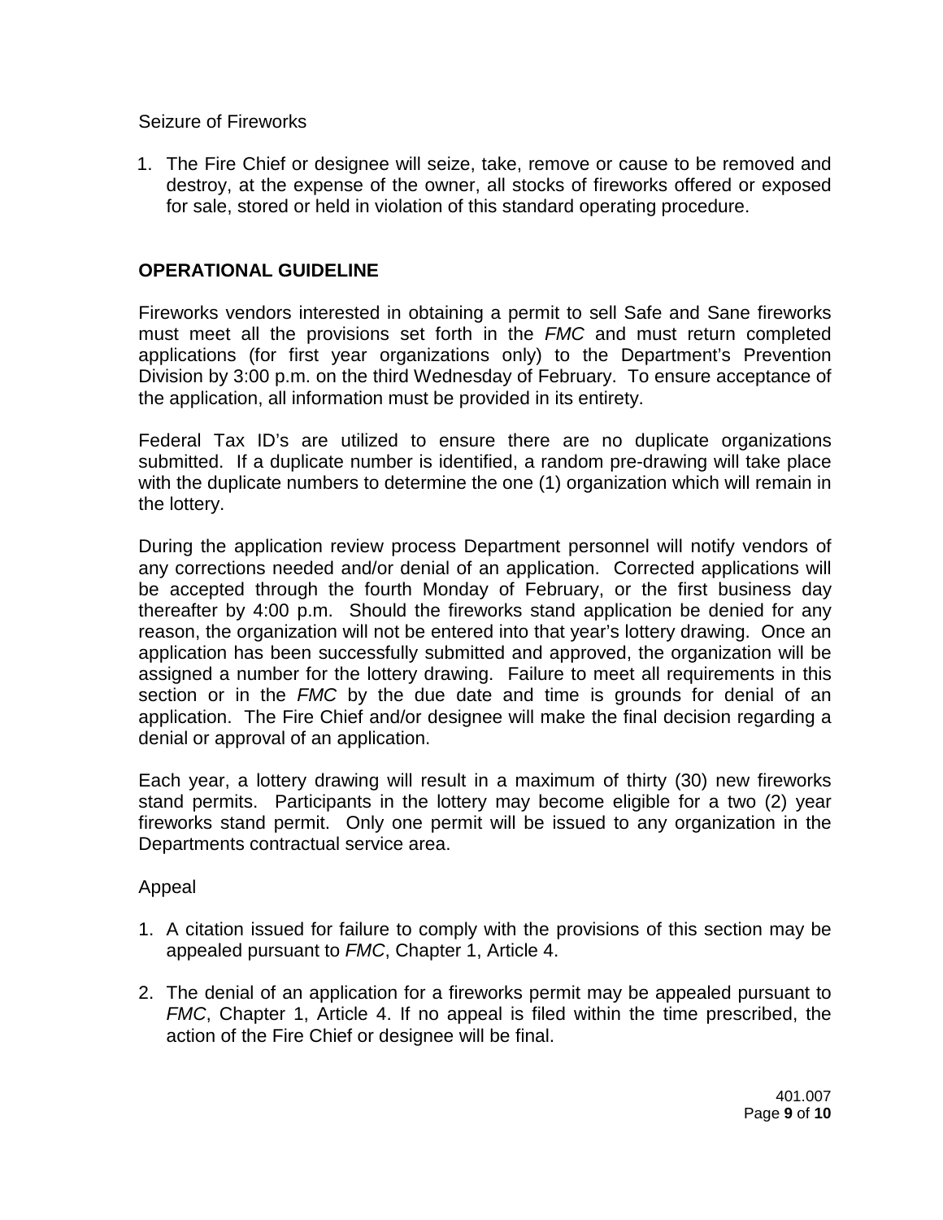Seizure of Fireworks

1. The Fire Chief or designee will seize, take, remove or cause to be removed and destroy, at the expense of the owner, all stocks of fireworks offered or exposed for sale, stored or held in violation of this standard operating procedure.

## OPERATIONAL GUIDELINE

Fireworks vendors interested in obtaining a permit to sell Safe and Sane fireworks must meet all the provisions set forth in the *FMC* and must return completed applications (for first year organizations only) to the Department's Prevention Division by 3:00 p.m. on the third Wednesday of February. To ensure acceptance of the application, all information must be provided in its entirety.

Federal Tax ID's are utilized to ensure there are no duplicate organizations submitted. If a duplicate number is identified, a random pre-drawing will take place with the duplicate numbers to determine the one (1) organization which will remain in the lottery.

During the application review process Department personnel will notify vendors of any corrections needed and/or denial of an application. Corrected applications will be accepted through the fourth Monday of February, or the first business day thereafter by 4:00 p.m. Should the fireworks stand application be denied for any reason, the organization will not be entered into that year's lottery drawing. Once an application has been successfully submitted and approved, the organization will be assigned a number for the lottery drawing. Failure to meet all requirements in this section or in the *FMC* by the due date and time is grounds for denial of an application. The Fire Chief and/or designee will make the final decision regarding a denial or approval of an application.

Each year, a lottery drawing will result in a maximum of thirty (30) new fireworks stand permits. Participants in the lottery may become eligible for a two (2) year fireworks stand permit. Only one permit will be issued to any organization in the Departments contractual service area.

Appeal

1. A citation issued for failure to comply with the provisions of this section may be appealed pursuant to *FMC*, Chapter 1, Article 4.

2. The denial of an application for a fireworks permit may be appealed pursuant to *FMC*, Chapter 1, Article 4. If no appeal is filed within the time prescribed, the action of the Fire Chief or designee will be final.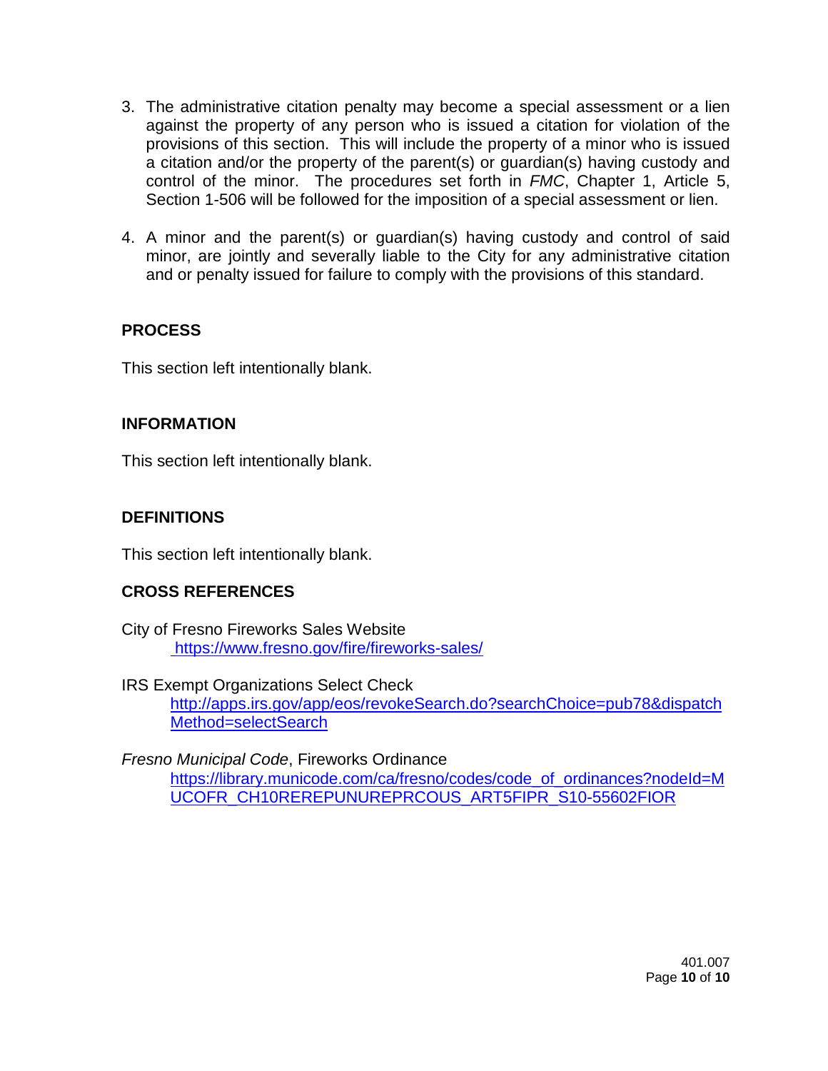3. The administrative citation penalty may become a special assessment or a lien against the property of any person who is issued a citation for violation of the provisions of this section. This will include the property of a minor who is issued a citation and/or the property of the parent(s) or guardian(s) having custody and control of the minor. The procedures set forth in *FMC*, Chapter 1, Article 5, Section 1-506 will be followed for the imposition of a special assessment or lien.

4. A minor and the parent(s) or guardian(s) having custody and control of said minor, are jointly and severally liable to the City for any administrative citation and or penalty issued for failure to comply with the provisions of this standard.

## PROCESS

This section left intentionally blank.

## INFORMATION

This section left intentionally blank.

## DEFINITIONS

This section left intentionally blank.

## CROSS REFERENCES

City of Fresno Fireworks Sales Website
https://www.fresno.gov/fire/fireworks-sales/

IRS Exempt Organizations Select Check
http://apps.irs.gov/app/eos/revokeSearch.do?searchChoice=pub78&dispatchMethod=selectSearch

*Fresno Municipal Code*, Fireworks Ordinance
https://library.municode.com/ca/fresno/codes/code_of_ordinances?nodeId=MUCOFR_CH10REREPUNUREPRCOUS_ART5FIPR_S10-55602FIOR

401.007